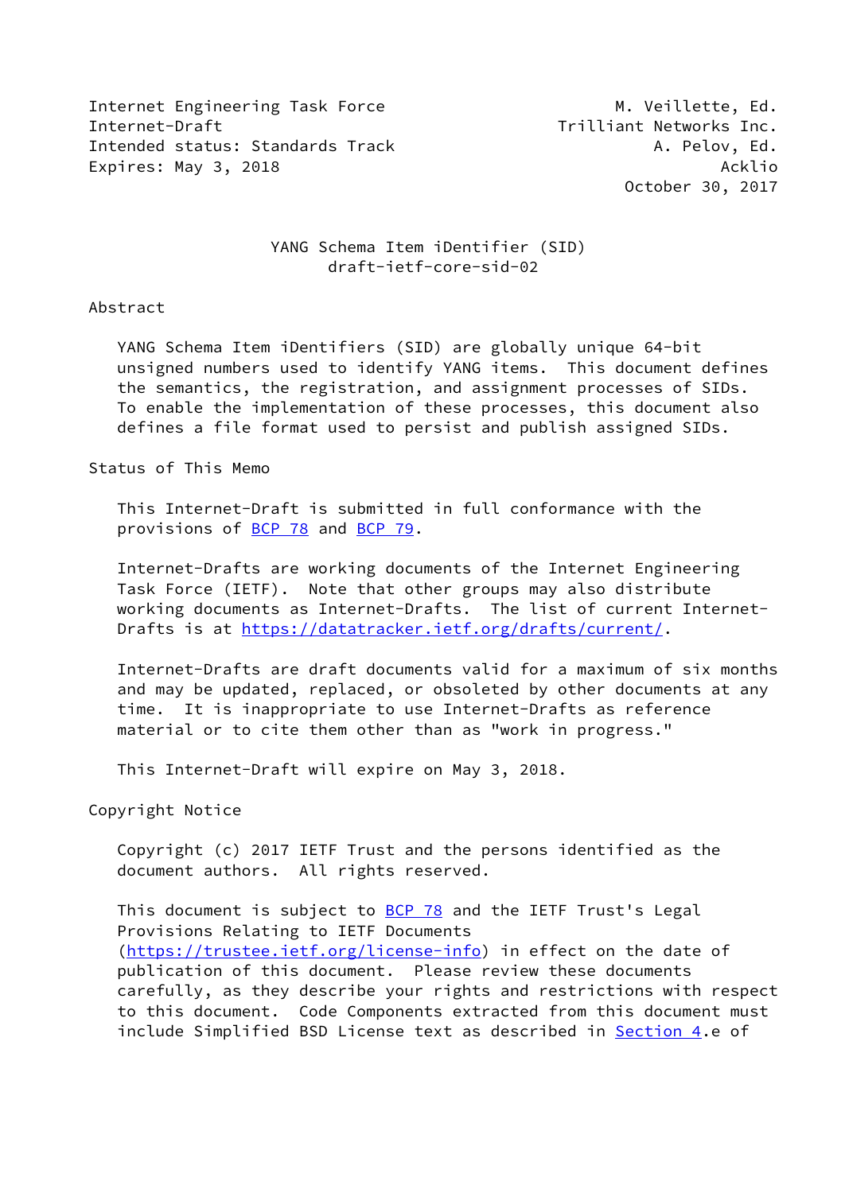Internet Engineering Task Force M. Veillette, Ed.
Internet-Draft Trilliant Networks Inc.
Intended status: Standards Track A. Pelov, Ed.
Expires: May 3, 2018 Acklio
October 30, 2017

# YANG Schema Item iDentifier (SID)
draft-ietf-core-sid-02

## Abstract

YANG Schema Item iDentifiers (SID) are globally unique 64-bit unsigned numbers used to identify YANG items. This document defines the semantics, the registration, and assignment processes of SIDs. To enable the implementation of these processes, this document also defines a file format used to persist and publish assigned SIDs.

## Status of This Memo

This Internet-Draft is submitted in full conformance with the provisions of BCP 78 and BCP 79.

Internet-Drafts are working documents of the Internet Engineering Task Force (IETF). Note that other groups may also distribute working documents as Internet-Drafts. The list of current Internet-Drafts is at https://datatracker.ietf.org/drafts/current/.

Internet-Drafts are draft documents valid for a maximum of six months and may be updated, replaced, or obsoleted by other documents at any time. It is inappropriate to use Internet-Drafts as reference material or to cite them other than as "work in progress."

This Internet-Draft will expire on May 3, 2018.

## Copyright Notice

Copyright (c) 2017 IETF Trust and the persons identified as the document authors. All rights reserved.

This document is subject to BCP 78 and the IETF Trust's Legal Provisions Relating to IETF Documents (https://trustee.ietf.org/license-info) in effect on the date of publication of this document. Please review these documents carefully, as they describe your rights and restrictions with respect to this document. Code Components extracted from this document must include Simplified BSD License text as described in Section 4.e of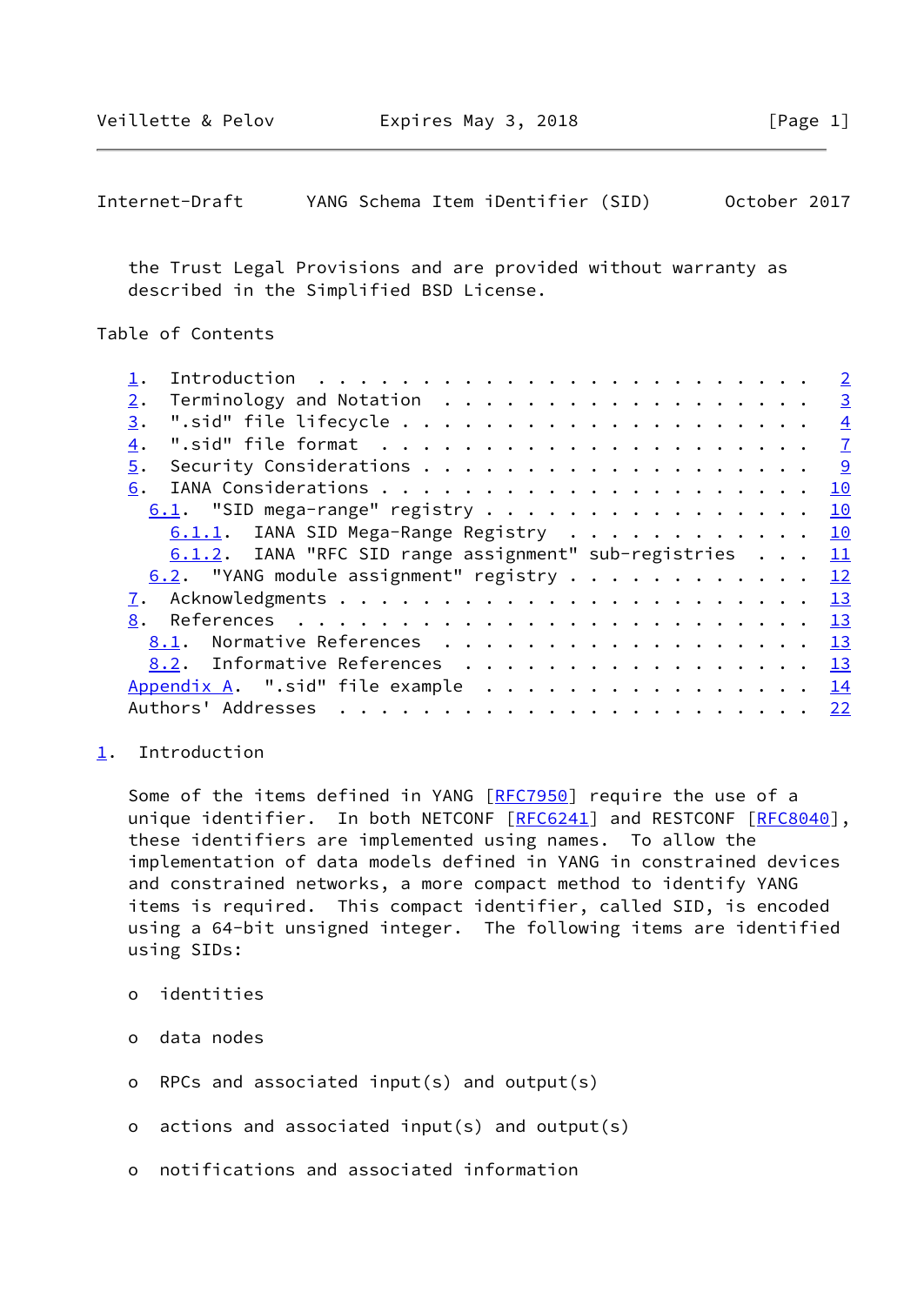the Trust Legal Provisions and are provided without warranty as described in the Simplified BSD License.

Table of Contents

1. Introduction . . . . . . . . . . . . . . . . . . . . . . . . 2
2. Terminology and Notation . . . . . . . . . . . . . . . . . . 3
3. ".sid" file lifecycle . . . . . . . . . . . . . . . . . . . 4
4. ".sid" file format . . . . . . . . . . . . . . . . . . . . . 7
5. Security Considerations . . . . . . . . . . . . . . . . . . . 9
6. IANA Considerations . . . . . . . . . . . . . . . . . . . . . 10
   6.1. "SID mega-range" registry . . . . . . . . . . . . . . . . 10
      6.1.1. IANA SID Mega-Range Registry . . . . . . . . . . . . 10
      6.1.2. IANA "RFC SID range assignment" sub-registries . . . 11
   6.2. "YANG module assignment" registry . . . . . . . . . . . . 12
7. Acknowledgments . . . . . . . . . . . . . . . . . . . . . . . 13
8. References . . . . . . . . . . . . . . . . . . . . . . . . . 13
   8.1. Normative References . . . . . . . . . . . . . . . . . . 13
   8.2. Informative References . . . . . . . . . . . . . . . . . 13
Appendix A. ".sid" file example . . . . . . . . . . . . . . . . 14
Authors' Addresses . . . . . . . . . . . . . . . . . . . . . . . 22

## 1. Introduction

Some of the items defined in YANG [RFC7950] require the use of a unique identifier. In both NETCONF [RFC6241] and RESTCONF [RFC8040], these identifiers are implemented using names. To allow the implementation of data models defined in YANG in constrained devices and constrained networks, a more compact method to identify YANG items is required. This compact identifier, called SID, is encoded using a 64-bit unsigned integer. The following items are identified using SIDs:

- identities
- data nodes
- RPCs and associated input(s) and output(s)
- actions and associated input(s) and output(s)
- notifications and associated information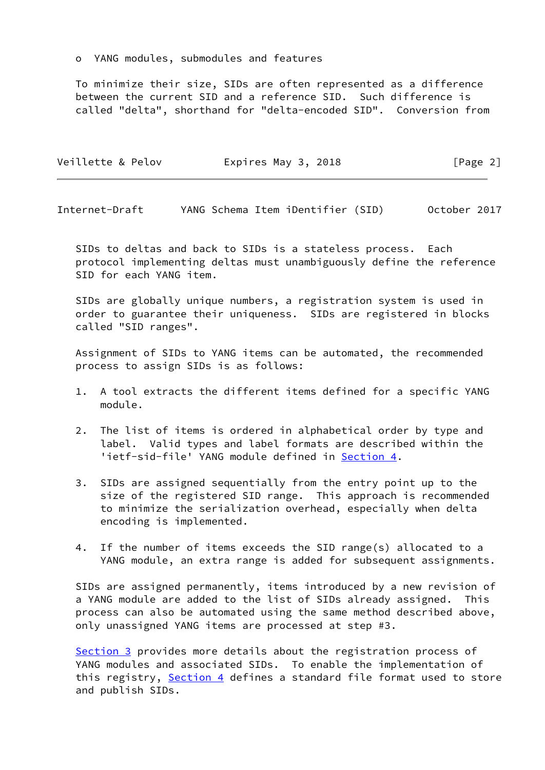o YANG modules, submodules and features

To minimize their size, SIDs are often represented as a difference between the current SID and a reference SID. Such difference is called "delta", shorthand for "delta-encoded SID". Conversion from SIDs to deltas and back to SIDs is a stateless process. Each protocol implementing deltas must unambiguously define the reference SID for each YANG item.

SIDs are globally unique numbers, a registration system is used in order to guarantee their uniqueness. SIDs are registered in blocks called "SID ranges".

Assignment of SIDs to YANG items can be automated, the recommended process to assign SIDs is as follows:

1. A tool extracts the different items defined for a specific YANG module.

2. The list of items is ordered in alphabetical order by type and label. Valid types and label formats are described within the 'ietf-sid-file' YANG module defined in Section 4.

3. SIDs are assigned sequentially from the entry point up to the size of the registered SID range. This approach is recommended to minimize the serialization overhead, especially when delta encoding is implemented.

4. If the number of items exceeds the SID range(s) allocated to a YANG module, an extra range is added for subsequent assignments.

SIDs are assigned permanently, items introduced by a new revision of a YANG module are added to the list of SIDs already assigned. This process can also be automated using the same method described above, only unassigned YANG items are processed at step #3.

Section 3 provides more details about the registration process of YANG modules and associated SIDs. To enable the implementation of this registry, Section 4 defines a standard file format used to store and publish SIDs.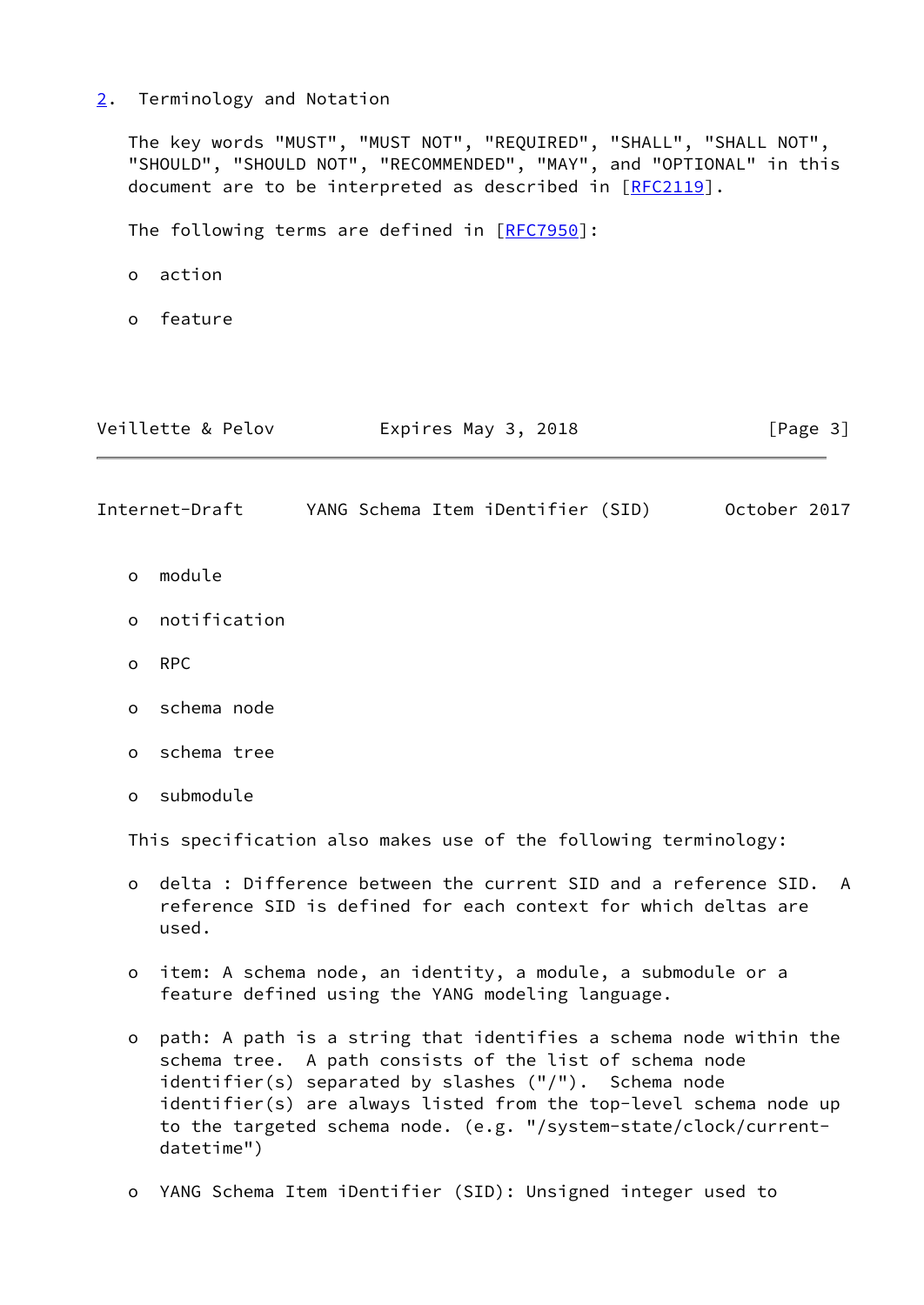## 2. Terminology and Notation

The key words "MUST", "MUST NOT", "REQUIRED", "SHALL", "SHALL NOT", "SHOULD", "SHOULD NOT", "RECOMMENDED", "MAY", and "OPTIONAL" in this document are to be interpreted as described in [RFC2119].

The following terms are defined in [RFC7950]:

- action
- feature
- module
- notification
- RPC
- schema node
- schema tree
- submodule

This specification also makes use of the following terminology:

- delta : Difference between the current SID and a reference SID. A reference SID is defined for each context for which deltas are used.
- item: A schema node, an identity, a module, a submodule or a feature defined using the YANG modeling language.
- path: A path is a string that identifies a schema node within the schema tree. A path consists of the list of schema node identifier(s) separated by slashes ("/"). Schema node identifier(s) are always listed from the top-level schema node up to the targeted schema node. (e.g. "/system-state/clock/current-datetime")
- YANG Schema Item iDentifier (SID): Unsigned integer used to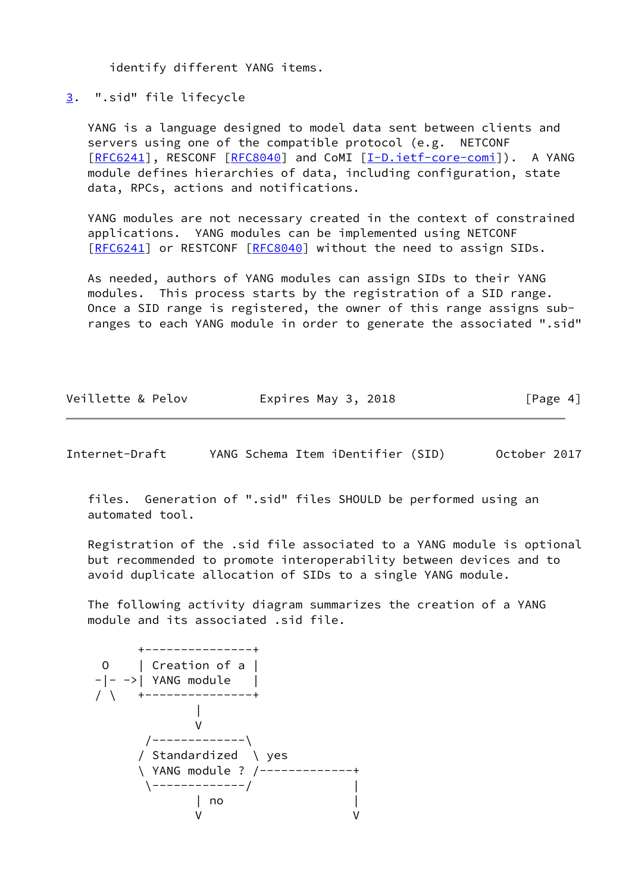identify different YANG items.

## 3. ".sid" file lifecycle

YANG is a language designed to model data sent between clients and servers using one of the compatible protocol (e.g. NETCONF [RFC6241], RESCONF [RFC8040] and CoMI [I-D.ietf-core-comi]). A YANG module defines hierarchies of data, including configuration, state data, RPCs, actions and notifications.

YANG modules are not necessary created in the context of constrained applications. YANG modules can be implemented using NETCONF [RFC6241] or RESTCONF [RFC8040] without the need to assign SIDs.

As needed, authors of YANG modules can assign SIDs to their YANG modules. This process starts by the registration of a SID range. Once a SID range is registered, the owner of this range assigns sub-ranges to each YANG module in order to generate the associated ".sid" files. Generation of ".sid" files SHOULD be performed using an automated tool.

Registration of the .sid file associated to a YANG module is optional but recommended to promote interoperability between devices and to avoid duplicate allocation of SIDs to a single YANG module.

The following activity diagram summarizes the creation of a YANG module and its associated .sid file.

```
       +---------------+
 O     | Creation of a |
-|- ->| YANG module   |
/ \    +---------------+
               |
               V
        /-------------\
       / Standardized  \ yes
       \ YANG module ? /-------------+
        \-------------/              |
               | no                  |
               V                     V
```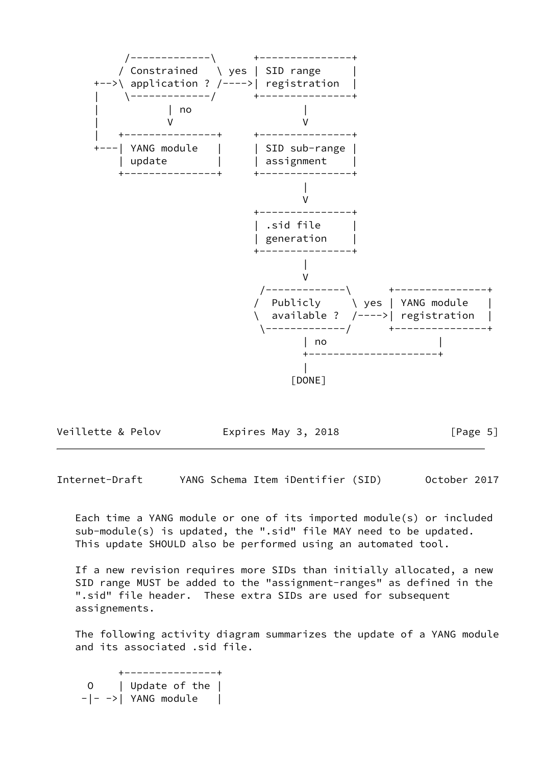```
       /-------------\       +----------------+
      / Constrained   \ yes  | SID range      |
  +-->\ application ? /----->| registration   |
  |    \-------------/       +----------------+
  |           | no                   |
  |           V                      V
  |   +---------------+      +----------------+
  +---| YANG module   |      | SID sub-range  |
      | update        |      | assignment     |
      +---------------+      +----------------+
                                     |
                                     V
                             +----------------+
                             | .sid file      |
                             | generation     |
                             +----------------+
                                     |
                                     V
                              /-------------\      +----------------+
                             /  Publicly     \ yes | YANG module    |
                             \  available ?  /---->| registration   |
                              \-------------/      +----------------+
                                     | no                  |
                                     +---------------------+
                                     |
                                   [DONE]
```

Each time a YANG module or one of its imported module(s) or included sub-module(s) is updated, the ".sid" file MAY need to be updated. This update SHOULD also be performed using an automated tool.

If a new revision requires more SIDs than initially allocated, a new SID range MUST be added to the "assignment-ranges" as defined in the ".sid" file header. These extra SIDs are used for subsequent assignements.

The following activity diagram summarizes the update of a YANG module and its associated .sid file.

```
         +---------------+
   O     | Update of the |
  -|- -->| YANG module   |
```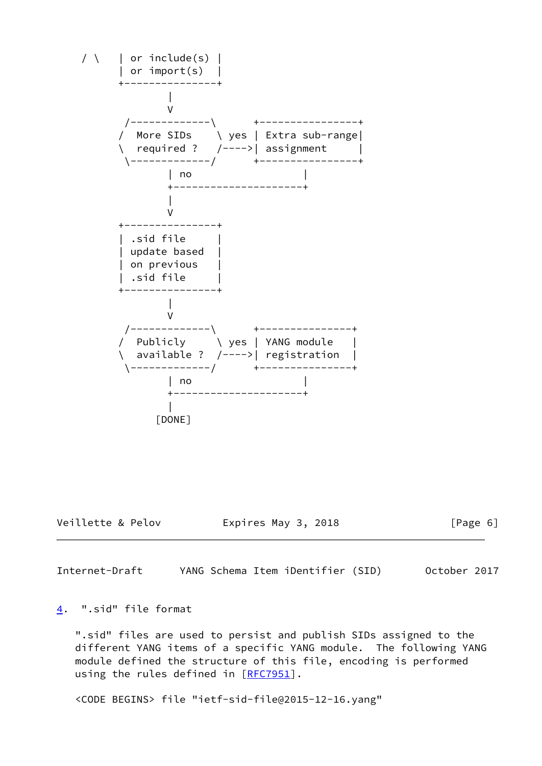```
   / \   | or include(s) |
         | or import(s)  |
         +---------------+
                 |
                 V
          /-------------\      +----------------+
         /  More SIDs    \ yes | Extra sub-range|
         \  required ?   /---->| assignment     |
          \-------------/      +----------------+
                 | no                 |
                 +--------------------+
                 |
                 V
         +---------------+
         | .sid file     |
         | update based  |
         | on previous   |
         | .sid file     |
         +---------------+
                 |
                 V
          /-------------\      +---------------+
         /  Publicly     \ yes | YANG module   |
         \  available ?  /---->| registration  |
          \-------------/      +---------------+
                 | no                 |
                 +--------------------+
                 |
               [DONE]
```

## 4. ".sid" file format

".sid" files are used to persist and publish SIDs assigned to the different YANG items of a specific YANG module. The following YANG module defined the structure of this file, encoding is performed using the rules defined in [RFC7951].

<CODE BEGINS> file "ietf-sid-file@2015-12-16.yang"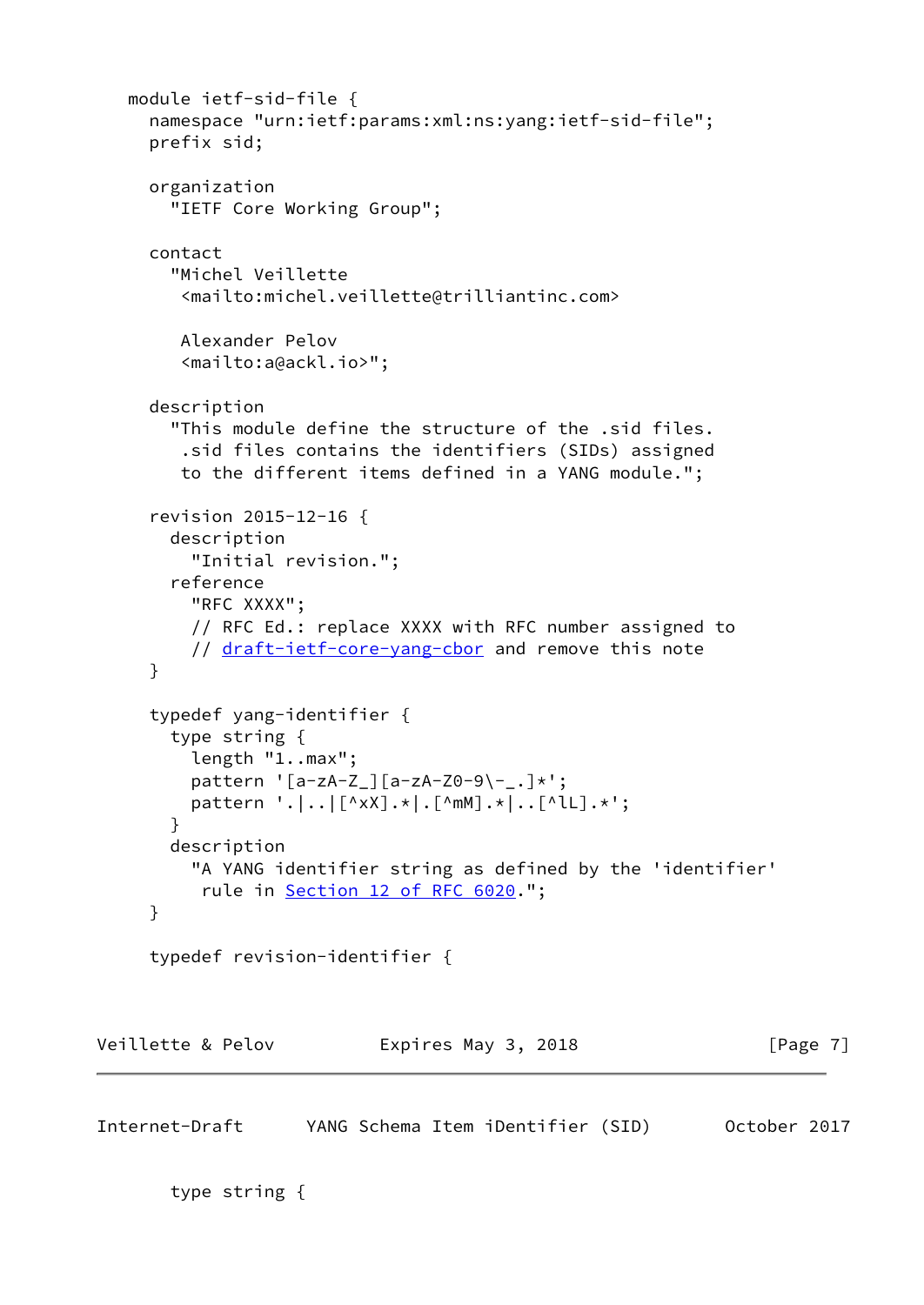```
module ietf-sid-file {
  namespace "urn:ietf:params:xml:ns:yang:ietf-sid-file";
  prefix sid;

  organization
    "IETF Core Working Group";

  contact
    "Michel Veillette
     <mailto:michel.veillette@trilliantinc.com>

     Alexander Pelov
     <mailto:a@ackl.io>";

  description
    "This module define the structure of the .sid files.
     .sid files contains the identifiers (SIDs) assigned
     to the different items defined in a YANG module.";

  revision 2015-12-16 {
    description
      "Initial revision.";
    reference
      "RFC XXXX";
      // RFC Ed.: replace XXXX with RFC number assigned to
      // draft-ietf-core-yang-cbor and remove this note
  }

  typedef yang-identifier {
    type string {
      length "1..max";
      pattern '[a-zA-Z_][a-zA-Z0-9\-_.]*';
      pattern '.|..|[^xX].*|.[^mM].*|..[^lL].*';
    }
    description
      "A YANG identifier string as defined by the 'identifier'
       rule in Section 12 of RFC 6020.";
  }

  typedef revision-identifier {
```

```
    type string {
```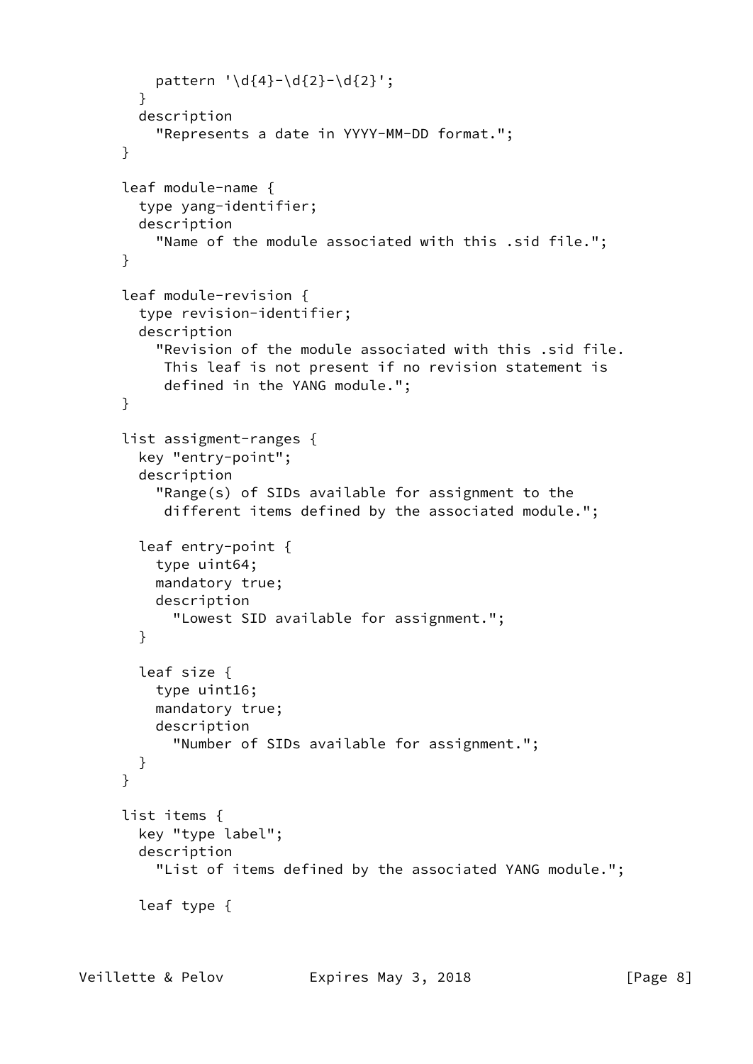```
        pattern '\d{4}-\d{2}-\d{2}';
      }
      description
        "Represents a date in YYYY-MM-DD format.";
    }

    leaf module-name {
      type yang-identifier;
      description
        "Name of the module associated with this .sid file.";
    }

    leaf module-revision {
      type revision-identifier;
      description
        "Revision of the module associated with this .sid file.
         This leaf is not present if no revision statement is
         defined in the YANG module.";
    }

    list assigment-ranges {
      key "entry-point";
      description
        "Range(s) of SIDs available for assignment to the
         different items defined by the associated module.";

      leaf entry-point {
        type uint64;
        mandatory true;
        description
          "Lowest SID available for assignment.";
      }

      leaf size {
        type uint16;
        mandatory true;
        description
          "Number of SIDs available for assignment.";
      }
    }

    list items {
      key "type label";
      description
        "List of items defined by the associated YANG module.";

      leaf type {
```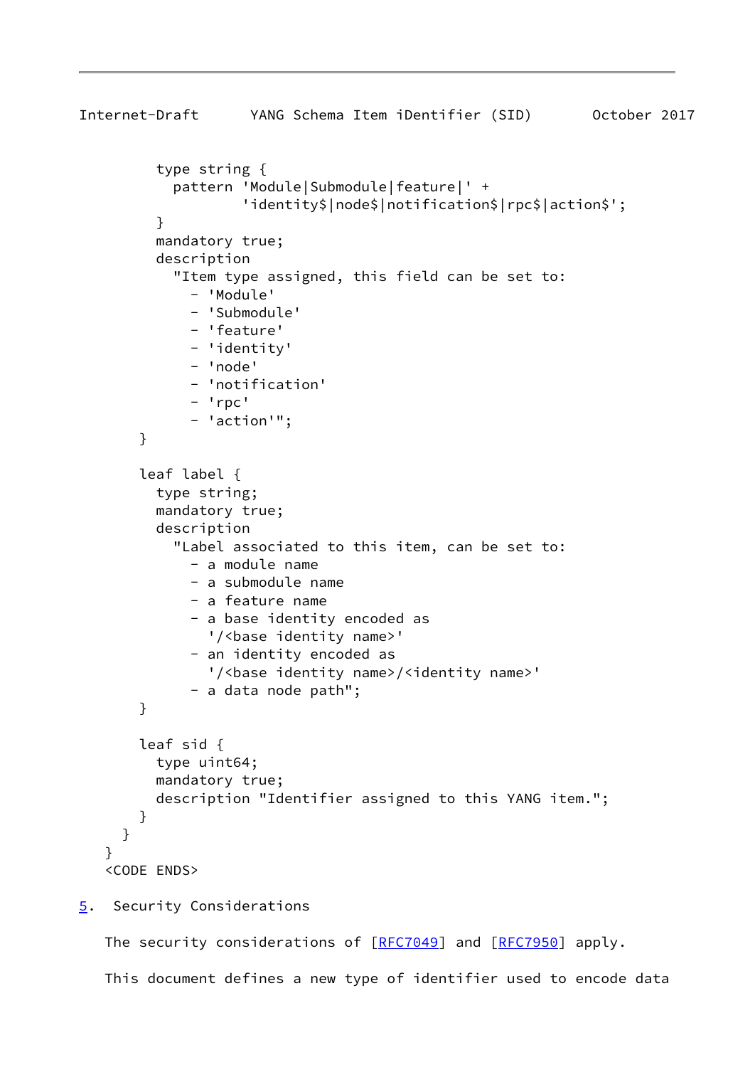```
          type string {
            pattern 'Module|Submodule|feature|' +
                    'identity$|node$|notification$|rpc$|action$';
          }
          mandatory true;
          description
            "Item type assigned, this field can be set to:
              - 'Module'
              - 'Submodule'
              - 'feature'
              - 'identity'
              - 'node'
              - 'notification'
              - 'rpc'
              - 'action'";
        }

        leaf label {
          type string;
          mandatory true;
          description
            "Label associated to this item, can be set to:
              - a module name
              - a submodule name
              - a feature name
              - a base identity encoded as
                '/<base identity name>'
              - an identity encoded as
                '/<base identity name>/<identity name>'
              - a data node path";
        }

        leaf sid {
          type uint64;
          mandatory true;
          description "Identifier assigned to this YANG item.";
        }
      }
    }
    <CODE ENDS>
```

## 5. Security Considerations

The security considerations of [RFC7049] and [RFC7950] apply.

This document defines a new type of identifier used to encode data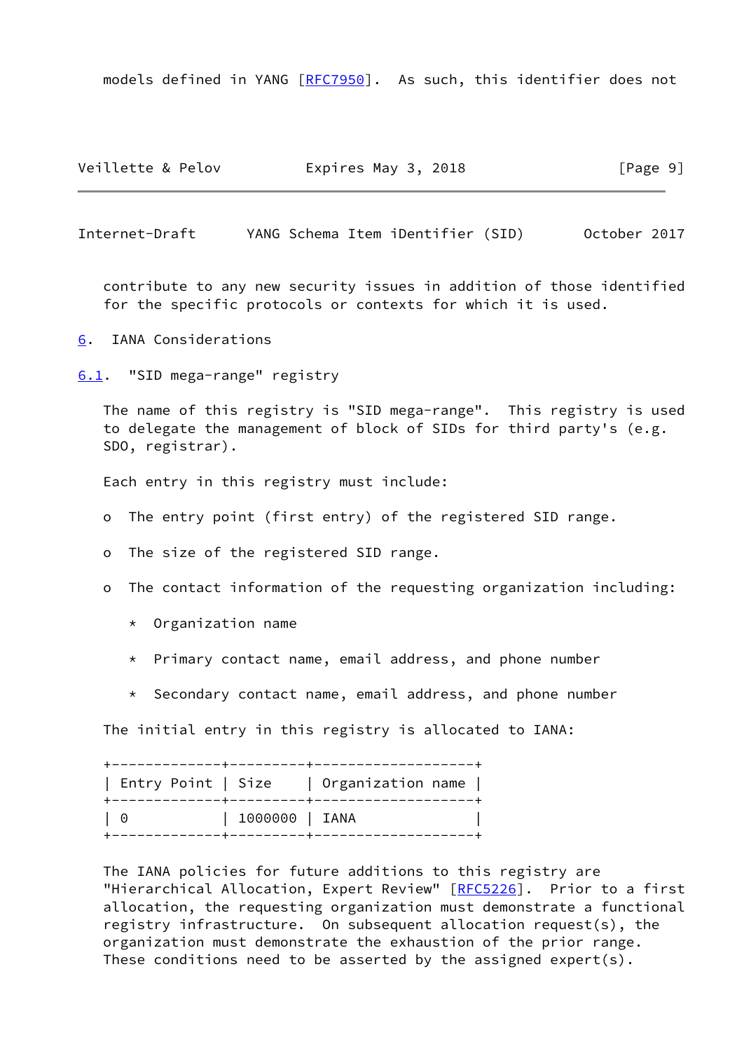models defined in YANG [RFC7950]. As such, this identifier does not contribute to any new security issues in addition of those identified for the specific protocols or contexts for which it is used.

# 6. IANA Considerations

## 6.1. "SID mega-range" registry

The name of this registry is "SID mega-range". This registry is used to delegate the management of block of SIDs for third party's (e.g. SDO, registrar).

Each entry in this registry must include:

- The entry point (first entry) of the registered SID range.
- The size of the registered SID range.
- The contact information of the requesting organization including:
  - Organization name
  - Primary contact name, email address, and phone number
  - Secondary contact name, email address, and phone number

The initial entry in this registry is allocated to IANA:

| Entry Point | Size | Organization name |
|---|---|---|
| 0 | 1000000 | IANA |

The IANA policies for future additions to this registry are "Hierarchical Allocation, Expert Review" [RFC5226]. Prior to a first allocation, the requesting organization must demonstrate a functional registry infrastructure. On subsequent allocation request(s), the organization must demonstrate the exhaustion of the prior range. These conditions need to be asserted by the assigned expert(s).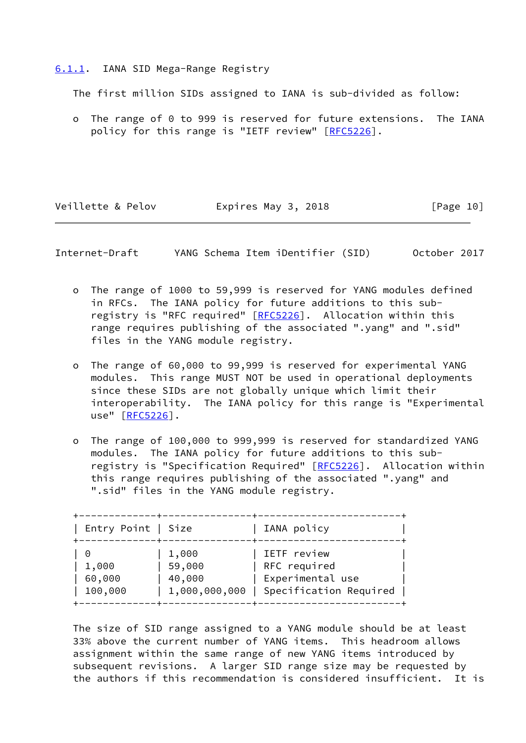### 6.1.1. IANA SID Mega-Range Registry

The first million SIDs assigned to IANA is sub-divided as follow:

- The range of 0 to 999 is reserved for future extensions. The IANA policy for this range is "IETF review" [RFC5226].

- The range of 1000 to 59,999 is reserved for YANG modules defined in RFCs. The IANA policy for future additions to this sub-registry is "RFC required" [RFC5226]. Allocation within this range requires publishing of the associated ".yang" and ".sid" files in the YANG module registry.

- The range of 60,000 to 99,999 is reserved for experimental YANG modules. This range MUST NOT be used in operational deployments since these SIDs are not globally unique which limit their interoperability. The IANA policy for this range is "Experimental use" [RFC5226].

- The range of 100,000 to 999,999 is reserved for standardized YANG modules. The IANA policy for future additions to this sub-registry is "Specification Required" [RFC5226]. Allocation within this range requires publishing of the associated ".yang" and ".sid" files in the YANG module registry.

| Entry Point | Size | IANA policy |
|---|---|---|
| 0 | 1,000 | IETF review |
| 1,000 | 59,000 | RFC required |
| 60,000 | 40,000 | Experimental use |
| 100,000 | 1,000,000,000 | Specification Required |

The size of SID range assigned to a YANG module should be at least 33% above the current number of YANG items. This headroom allows assignment within the same range of new YANG items introduced by subsequent revisions. A larger SID range size may be requested by the authors if this recommendation is considered insufficient. It is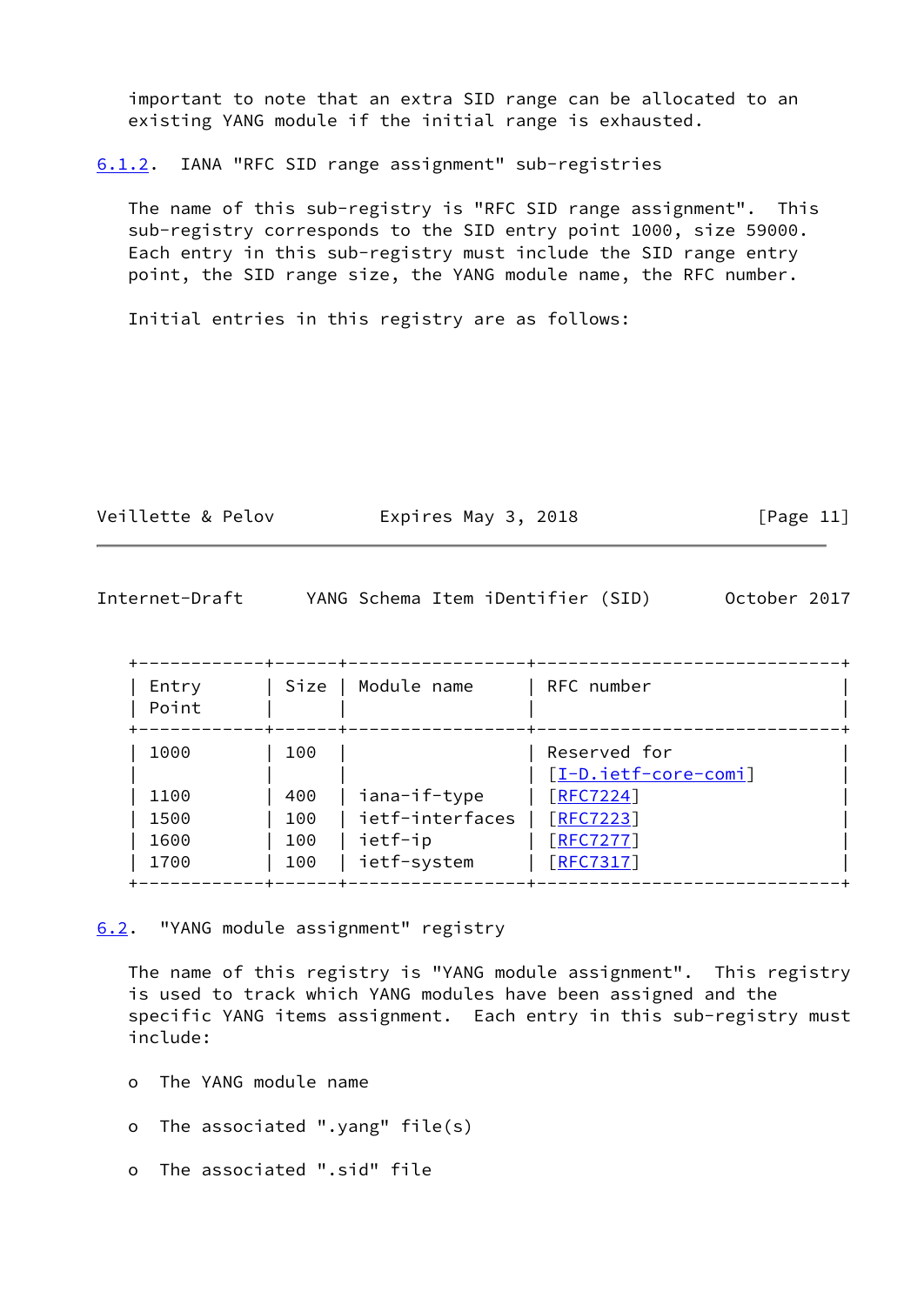important to note that an extra SID range can be allocated to an existing YANG module if the initial range is exhausted.

### 6.1.2. IANA "RFC SID range assignment" sub-registries

The name of this sub-registry is "RFC SID range assignment". This sub-registry corresponds to the SID entry point 1000, size 59000. Each entry in this sub-registry must include the SID range entry point, the SID range size, the YANG module name, the RFC number.

Initial entries in this registry are as follows:

| Entry Point | Size | Module name | RFC number |
|---|---|---|---|
| 1000 | 100 | | Reserved for [I-D.ietf-core-comi] |
| 1100 | 400 | iana-if-type | [RFC7224] |
| 1500 | 100 | ietf-interfaces | [RFC7223] |
| 1600 | 100 | ietf-ip | [RFC7277] |
| 1700 | 100 | ietf-system | [RFC7317] |

## 6.2. "YANG module assignment" registry

The name of this registry is "YANG module assignment". This registry is used to track which YANG modules have been assigned and the specific YANG items assignment. Each entry in this sub-registry must include:

- The YANG module name
- The associated ".yang" file(s)
- The associated ".sid" file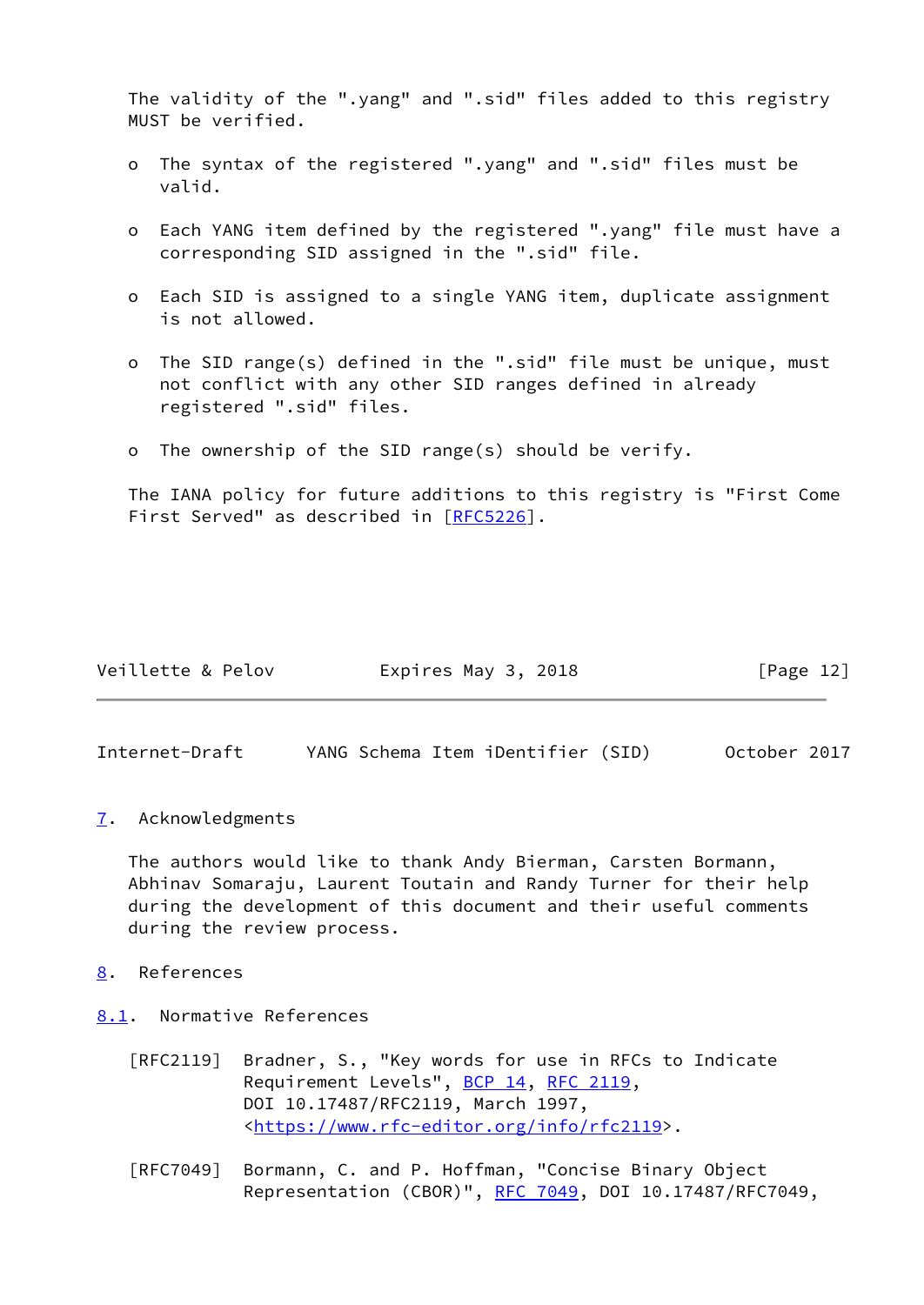The validity of the ".yang" and ".sid" files added to this registry MUST be verified.

- The syntax of the registered ".yang" and ".sid" files must be valid.
- Each YANG item defined by the registered ".yang" file must have a corresponding SID assigned in the ".sid" file.
- Each SID is assigned to a single YANG item, duplicate assignment is not allowed.
- The SID range(s) defined in the ".sid" file must be unique, must not conflict with any other SID ranges defined in already registered ".sid" files.
- The ownership of the SID range(s) should be verify.

The IANA policy for future additions to this registry is "First Come First Served" as described in [RFC5226].

## 7. Acknowledgments

The authors would like to thank Andy Bierman, Carsten Bormann, Abhinav Somaraju, Laurent Toutain and Randy Turner for their help during the development of this document and their useful comments during the review process.

## 8. References

### 8.1. Normative References

[RFC2119] Bradner, S., "Key words for use in RFCs to Indicate Requirement Levels", BCP 14, RFC 2119, DOI 10.17487/RFC2119, March 1997, <https://www.rfc-editor.org/info/rfc2119>.

[RFC7049] Bormann, C. and P. Hoffman, "Concise Binary Object Representation (CBOR)", RFC 7049, DOI 10.17487/RFC7049,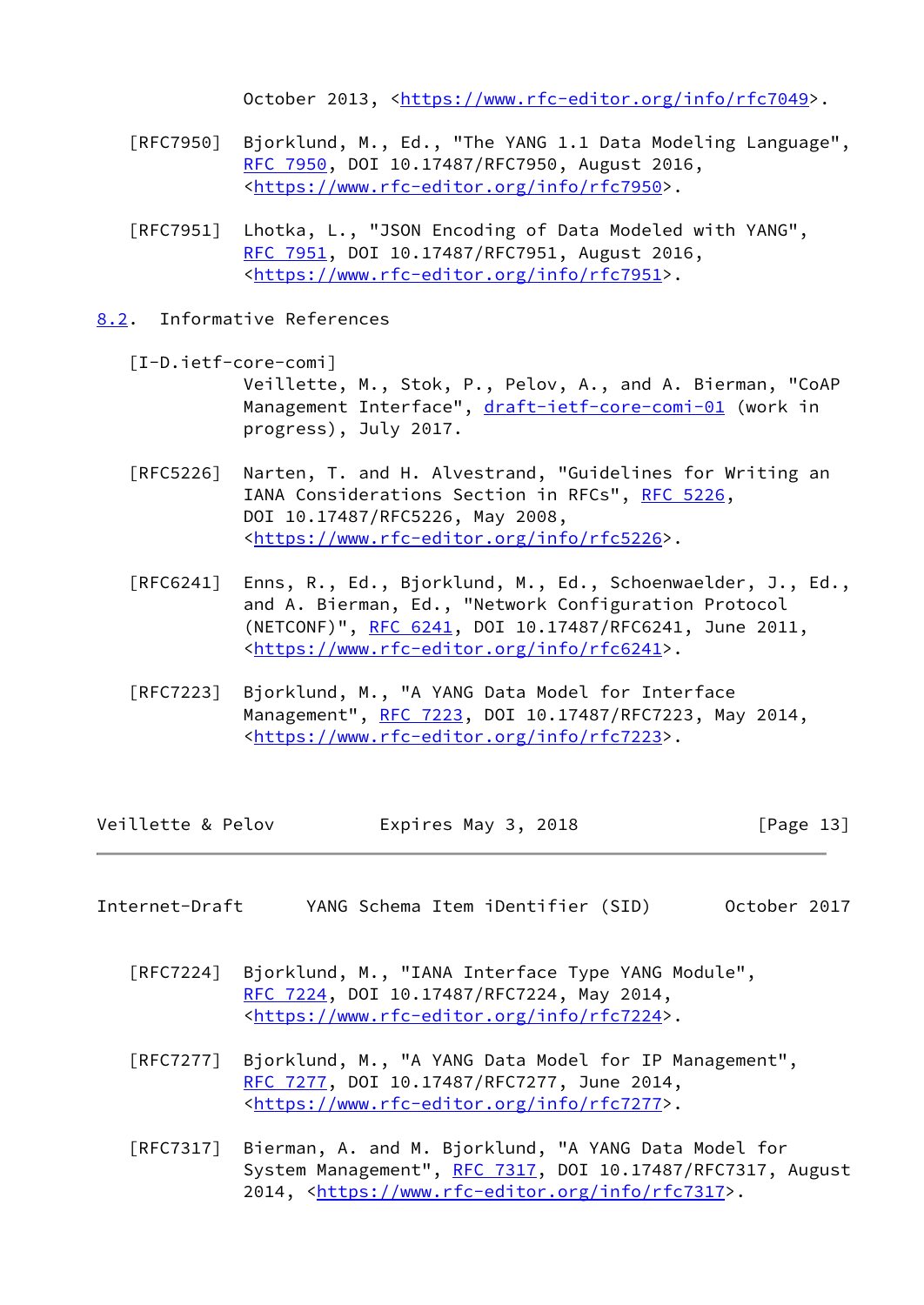October 2013, <https://www.rfc-editor.org/info/rfc7049>.

[RFC7950] Bjorklund, M., Ed., "The YANG 1.1 Data Modeling Language", RFC 7950, DOI 10.17487/RFC7950, August 2016, <https://www.rfc-editor.org/info/rfc7950>.

[RFC7951] Lhotka, L., "JSON Encoding of Data Modeled with YANG", RFC 7951, DOI 10.17487/RFC7951, August 2016, <https://www.rfc-editor.org/info/rfc7951>.

## 8.2. Informative References

[I-D.ietf-core-comi] Veillette, M., Stok, P., Pelov, A., and A. Bierman, "CoAP Management Interface", draft-ietf-core-comi-01 (work in progress), July 2017.

[RFC5226] Narten, T. and H. Alvestrand, "Guidelines for Writing an IANA Considerations Section in RFCs", RFC 5226, DOI 10.17487/RFC5226, May 2008, <https://www.rfc-editor.org/info/rfc5226>.

[RFC6241] Enns, R., Ed., Bjorklund, M., Ed., Schoenwaelder, J., Ed., and A. Bierman, Ed., "Network Configuration Protocol (NETCONF)", RFC 6241, DOI 10.17487/RFC6241, June 2011, <https://www.rfc-editor.org/info/rfc6241>.

[RFC7223] Bjorklund, M., "A YANG Data Model for Interface Management", RFC 7223, DOI 10.17487/RFC7223, May 2014, <https://www.rfc-editor.org/info/rfc7223>.

[RFC7224] Bjorklund, M., "IANA Interface Type YANG Module", RFC 7224, DOI 10.17487/RFC7224, May 2014, <https://www.rfc-editor.org/info/rfc7224>.

[RFC7277] Bjorklund, M., "A YANG Data Model for IP Management", RFC 7277, DOI 10.17487/RFC7277, June 2014, <https://www.rfc-editor.org/info/rfc7277>.

[RFC7317] Bierman, A. and M. Bjorklund, "A YANG Data Model for System Management", RFC 7317, DOI 10.17487/RFC7317, August 2014, <https://www.rfc-editor.org/info/rfc7317>.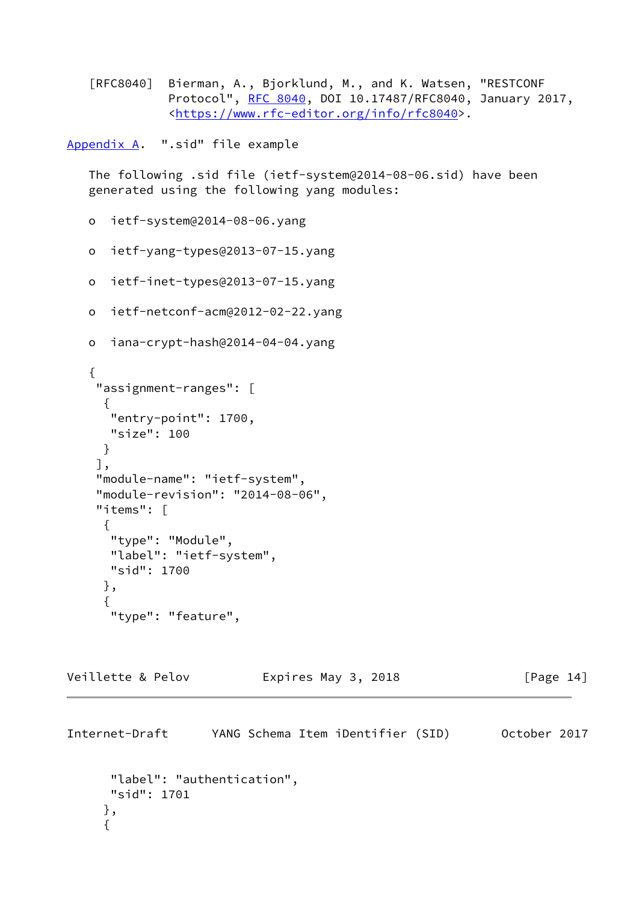[RFC8040] Bierman, A., Bjorklund, M., and K. Watsen, "RESTCONF Protocol", RFC 8040, DOI 10.17487/RFC8040, January 2017, <https://www.rfc-editor.org/info/rfc8040>.

## Appendix A. ".sid" file example

The following .sid file (ietf-system@2014-08-06.sid) have been generated using the following yang modules:

- ietf-system@2014-08-06.yang
- ietf-yang-types@2013-07-15.yang
- ietf-inet-types@2013-07-15.yang
- ietf-netconf-acm@2012-02-22.yang
- iana-crypt-hash@2014-04-04.yang

```
{
 "assignment-ranges": [
  {
   "entry-point": 1700,
   "size": 100
  }
 ],
 "module-name": "ietf-system",
 "module-revision": "2014-08-06",
 "items": [
  {
   "type": "Module",
   "label": "ietf-system",
   "sid": 1700
  },
  {
   "type": "feature",
   "label": "authentication",
   "sid": 1701
  },
  {
```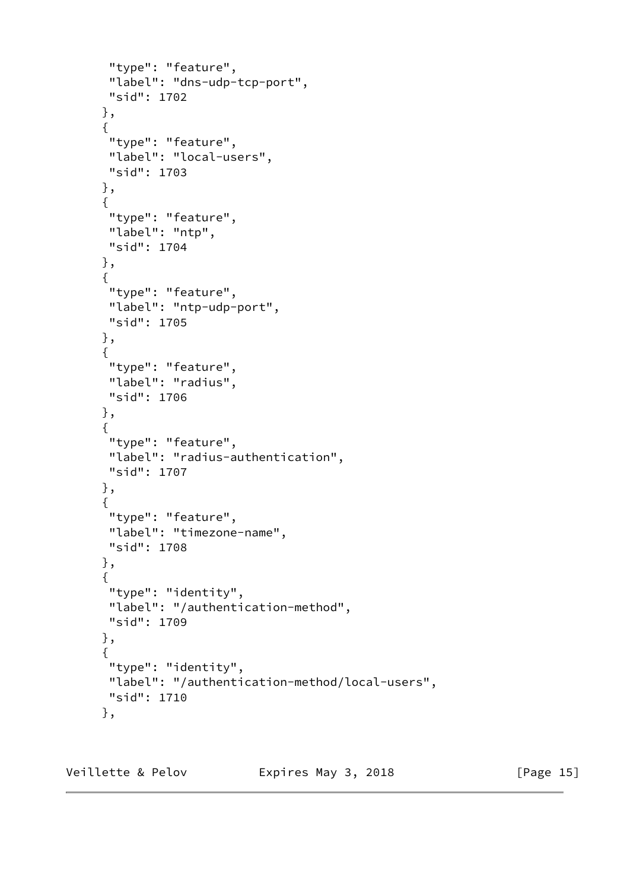```
       "type": "feature",
       "label": "dns-udp-tcp-port",
       "sid": 1702
      },
      {
       "type": "feature",
       "label": "local-users",
       "sid": 1703
      },
      {
       "type": "feature",
       "label": "ntp",
       "sid": 1704
      },
      {
       "type": "feature",
       "label": "ntp-udp-port",
       "sid": 1705
      },
      {
       "type": "feature",
       "label": "radius",
       "sid": 1706
      },
      {
       "type": "feature",
       "label": "radius-authentication",
       "sid": 1707
      },
      {
       "type": "feature",
       "label": "timezone-name",
       "sid": 1708
      },
      {
       "type": "identity",
       "label": "/authentication-method",
       "sid": 1709
      },
      {
       "type": "identity",
       "label": "/authentication-method/local-users",
       "sid": 1710
      },
```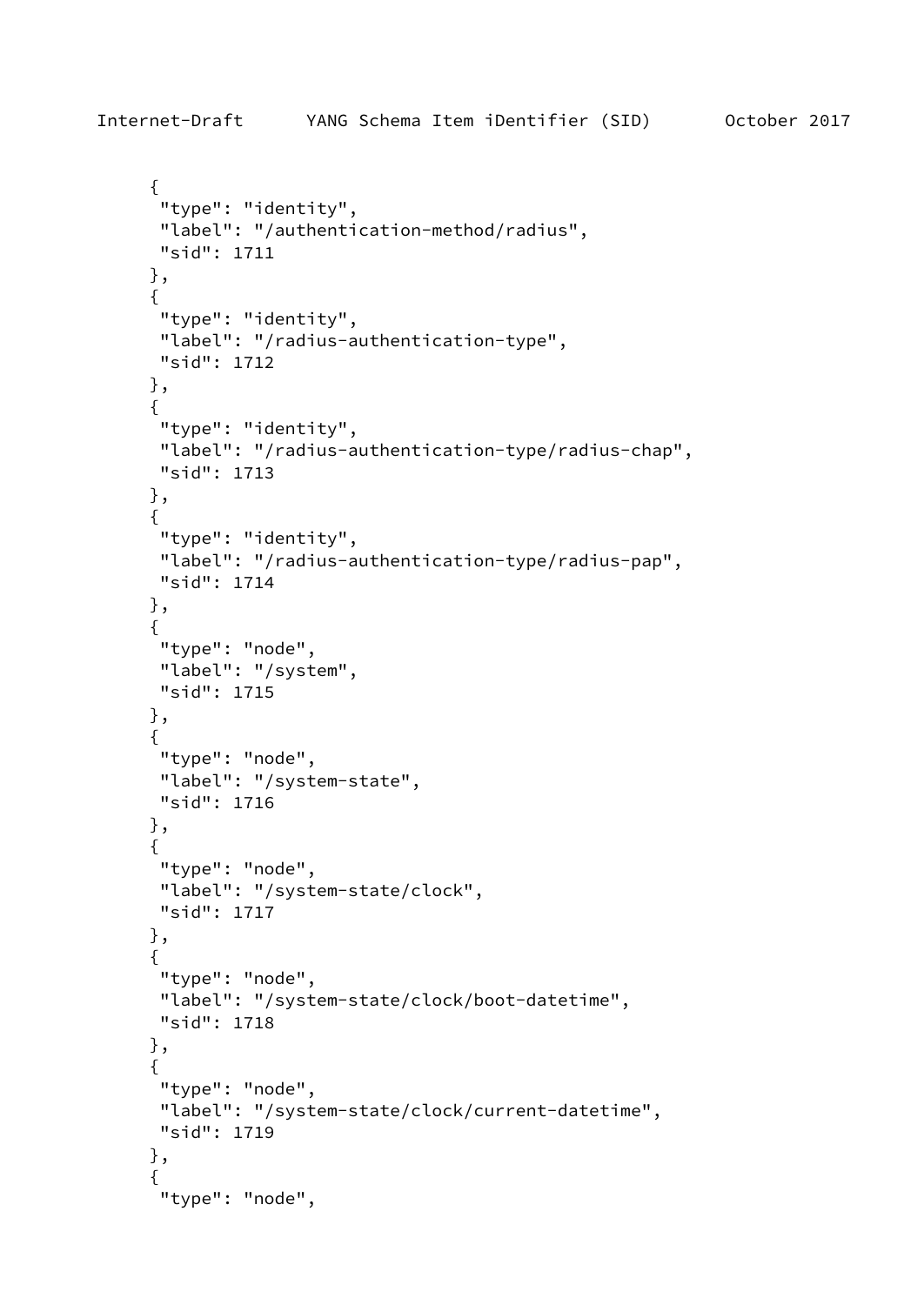```
      {
       "type": "identity",
       "label": "/authentication-method/radius",
       "sid": 1711
      },
      {
       "type": "identity",
       "label": "/radius-authentication-type",
       "sid": 1712
      },
      {
       "type": "identity",
       "label": "/radius-authentication-type/radius-chap",
       "sid": 1713
      },
      {
       "type": "identity",
       "label": "/radius-authentication-type/radius-pap",
       "sid": 1714
      },
      {
       "type": "node",
       "label": "/system",
       "sid": 1715
      },
      {
       "type": "node",
       "label": "/system-state",
       "sid": 1716
      },
      {
       "type": "node",
       "label": "/system-state/clock",
       "sid": 1717
      },
      {
       "type": "node",
       "label": "/system-state/clock/boot-datetime",
       "sid": 1718
      },
      {
       "type": "node",
       "label": "/system-state/clock/current-datetime",
       "sid": 1719
      },
      {
       "type": "node",
```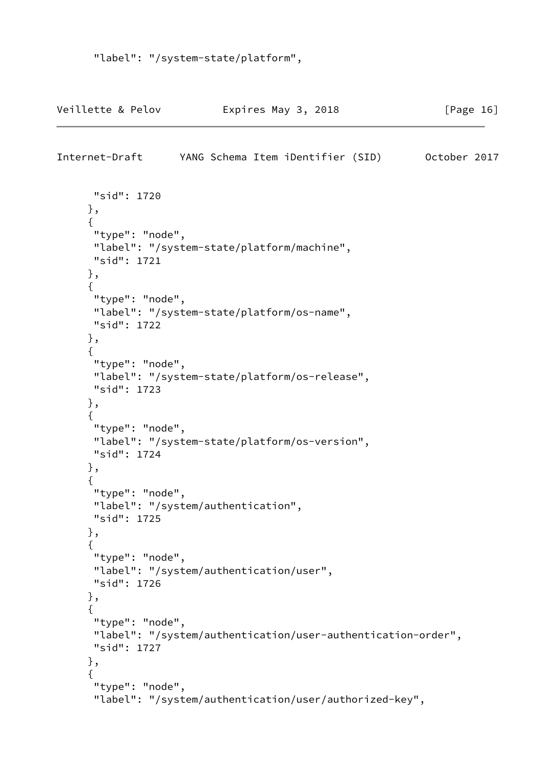```
      "label": "/system-state/platform",
      "sid": 1720
     },
     {
      "type": "node",
      "label": "/system-state/platform/machine",
      "sid": 1721
     },
     {
      "type": "node",
      "label": "/system-state/platform/os-name",
      "sid": 1722
     },
     {
      "type": "node",
      "label": "/system-state/platform/os-release",
      "sid": 1723
     },
     {
      "type": "node",
      "label": "/system-state/platform/os-version",
      "sid": 1724
     },
     {
      "type": "node",
      "label": "/system/authentication",
      "sid": 1725
     },
     {
      "type": "node",
      "label": "/system/authentication/user",
      "sid": 1726
     },
     {
      "type": "node",
      "label": "/system/authentication/user-authentication-order",
      "sid": 1727
     },
     {
      "type": "node",
      "label": "/system/authentication/user/authorized-key",
```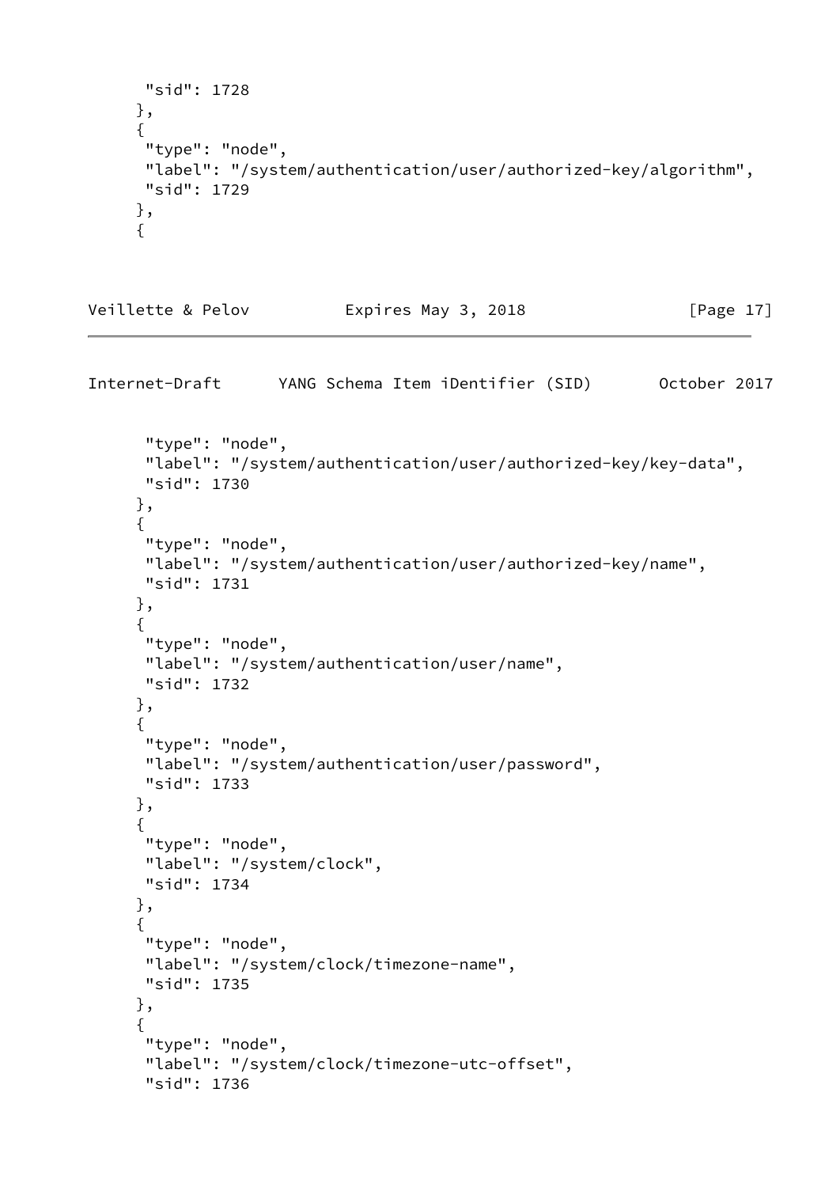```
       "sid": 1728
     },
     {
       "type": "node",
       "label": "/system/authentication/user/authorized-key/algorithm",
       "sid": 1729
     },
     {
       "type": "node",
       "label": "/system/authentication/user/authorized-key/key-data",
       "sid": 1730
     },
     {
       "type": "node",
       "label": "/system/authentication/user/authorized-key/name",
       "sid": 1731
     },
     {
       "type": "node",
       "label": "/system/authentication/user/name",
       "sid": 1732
     },
     {
       "type": "node",
       "label": "/system/authentication/user/password",
       "sid": 1733
     },
     {
       "type": "node",
       "label": "/system/clock",
       "sid": 1734
     },
     {
       "type": "node",
       "label": "/system/clock/timezone-name",
       "sid": 1735
     },
     {
       "type": "node",
       "label": "/system/clock/timezone-utc-offset",
       "sid": 1736
```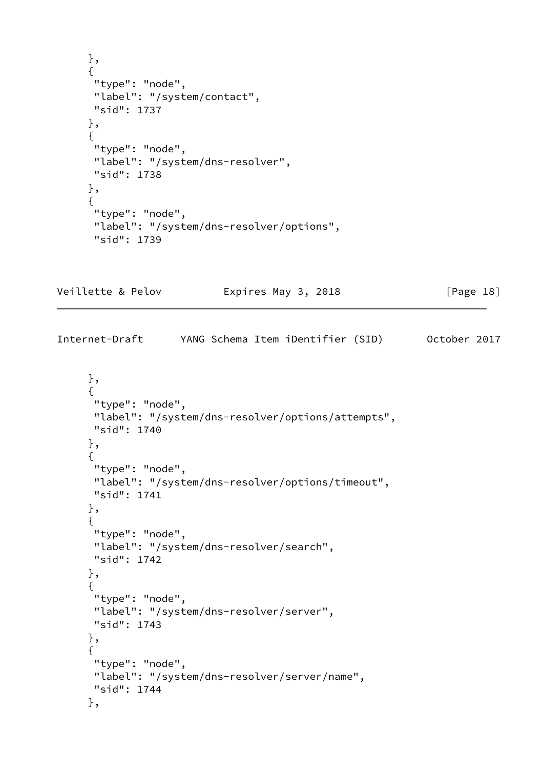```
     },
     {
      "type": "node",
      "label": "/system/contact",
      "sid": 1737
     },
     {
      "type": "node",
      "label": "/system/dns-resolver",
      "sid": 1738
     },
     {
      "type": "node",
      "label": "/system/dns-resolver/options",
      "sid": 1739
     },
     {
      "type": "node",
      "label": "/system/dns-resolver/options/attempts",
      "sid": 1740
     },
     {
      "type": "node",
      "label": "/system/dns-resolver/options/timeout",
      "sid": 1741
     },
     {
      "type": "node",
      "label": "/system/dns-resolver/search",
      "sid": 1742
     },
     {
      "type": "node",
      "label": "/system/dns-resolver/server",
      "sid": 1743
     },
     {
      "type": "node",
      "label": "/system/dns-resolver/server/name",
      "sid": 1744
     },
```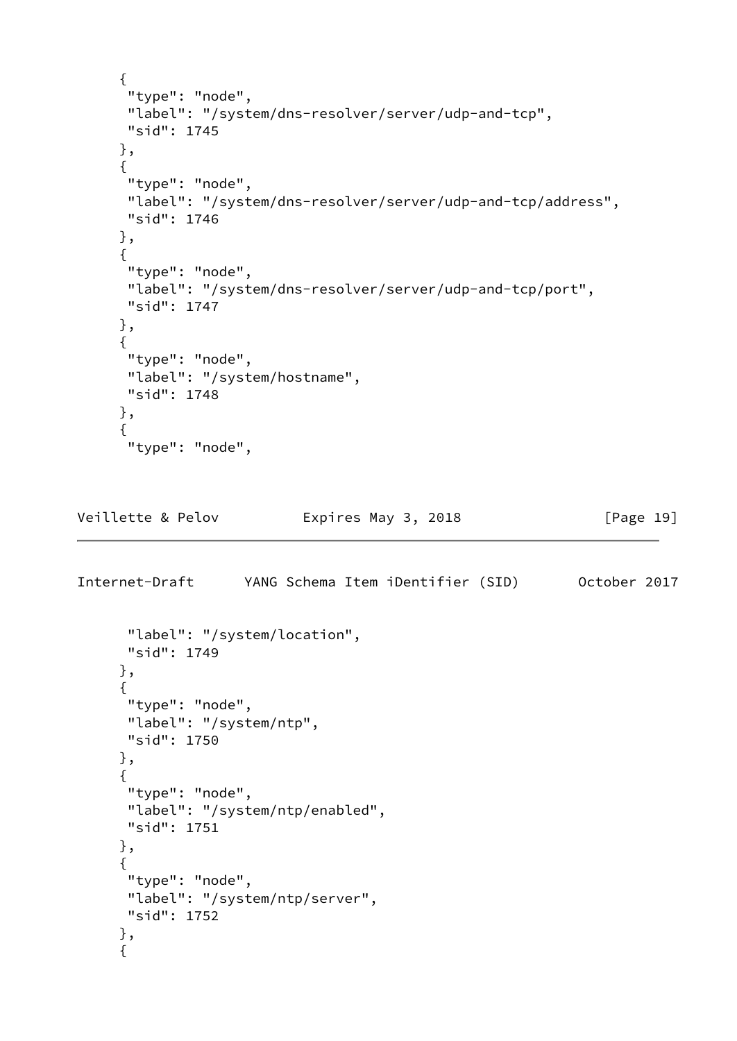```
     {
      "type": "node",
      "label": "/system/dns-resolver/server/udp-and-tcp",
      "sid": 1745
     },
     {
      "type": "node",
      "label": "/system/dns-resolver/server/udp-and-tcp/address",
      "sid": 1746
     },
     {
      "type": "node",
      "label": "/system/dns-resolver/server/udp-and-tcp/port",
      "sid": 1747
     },
     {
      "type": "node",
      "label": "/system/hostname",
      "sid": 1748
     },
     {
      "type": "node",
      "label": "/system/location",
      "sid": 1749
     },
     {
      "type": "node",
      "label": "/system/ntp",
      "sid": 1750
     },
     {
      "type": "node",
      "label": "/system/ntp/enabled",
      "sid": 1751
     },
     {
      "type": "node",
      "label": "/system/ntp/server",
      "sid": 1752
     },
     {
```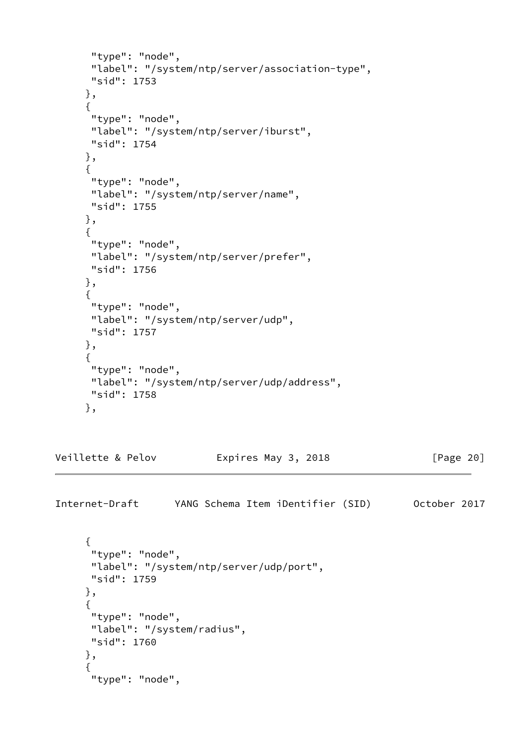```
       "type": "node",
       "label": "/system/ntp/server/association-type",
       "sid": 1753
      },
      {
       "type": "node",
       "label": "/system/ntp/server/iburst",
       "sid": 1754
      },
      {
       "type": "node",
       "label": "/system/ntp/server/name",
       "sid": 1755
      },
      {
       "type": "node",
       "label": "/system/ntp/server/prefer",
       "sid": 1756
      },
      {
       "type": "node",
       "label": "/system/ntp/server/udp",
       "sid": 1757
      },
      {
       "type": "node",
       "label": "/system/ntp/server/udp/address",
       "sid": 1758
      },
      {
       "type": "node",
       "label": "/system/ntp/server/udp/port",
       "sid": 1759
      },
      {
       "type": "node",
       "label": "/system/radius",
       "sid": 1760
      },
      {
       "type": "node",
```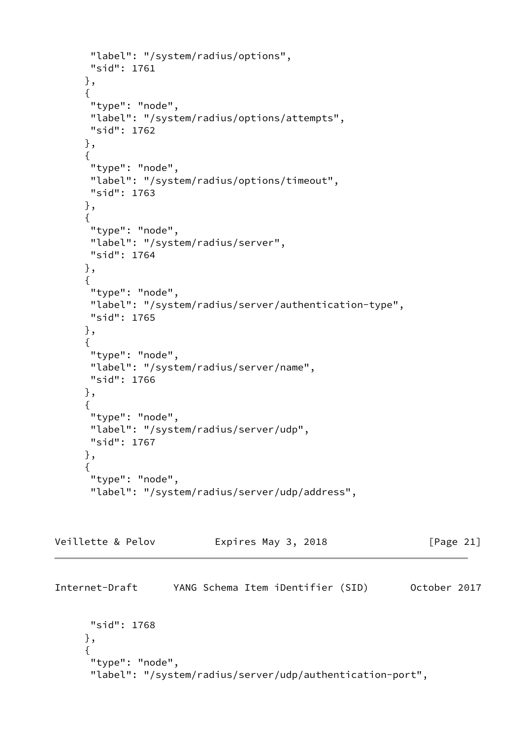```
      "label": "/system/radius/options",
      "sid": 1761
     },
     {
      "type": "node",
      "label": "/system/radius/options/attempts",
      "sid": 1762
     },
     {
      "type": "node",
      "label": "/system/radius/options/timeout",
      "sid": 1763
     },
     {
      "type": "node",
      "label": "/system/radius/server",
      "sid": 1764
     },
     {
      "type": "node",
      "label": "/system/radius/server/authentication-type",
      "sid": 1765
     },
     {
      "type": "node",
      "label": "/system/radius/server/name",
      "sid": 1766
     },
     {
      "type": "node",
      "label": "/system/radius/server/udp",
      "sid": 1767
     },
     {
      "type": "node",
      "label": "/system/radius/server/udp/address",
      "sid": 1768
     },
     {
      "type": "node",
      "label": "/system/radius/server/udp/authentication-port",
```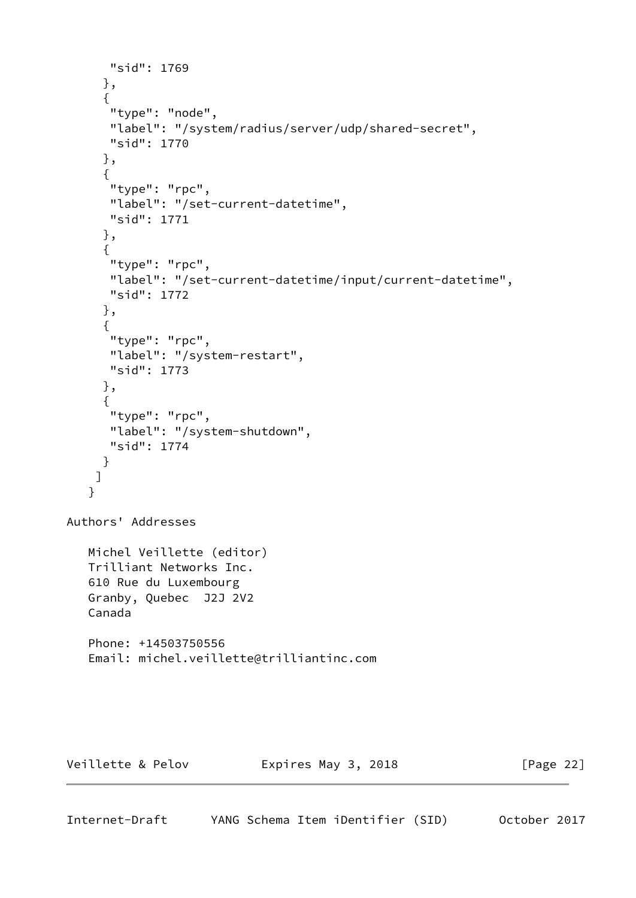```
      "sid": 1769
     },
     {
      "type": "node",
      "label": "/system/radius/server/udp/shared-secret",
      "sid": 1770
     },
     {
      "type": "rpc",
      "label": "/set-current-datetime",
      "sid": 1771
     },
     {
      "type": "rpc",
      "label": "/set-current-datetime/input/current-datetime",
      "sid": 1772
     },
     {
      "type": "rpc",
      "label": "/system-restart",
      "sid": 1773
     },
     {
      "type": "rpc",
      "label": "/system-shutdown",
      "sid": 1774
     }
    ]
   }
```

Authors' Addresses

Michel Veillette (editor)
Trilliant Networks Inc.
610 Rue du Luxembourg
Granby, Quebec  J2J 2V2
Canada

Phone: +14503750556
Email: michel.veillette@trilliantinc.com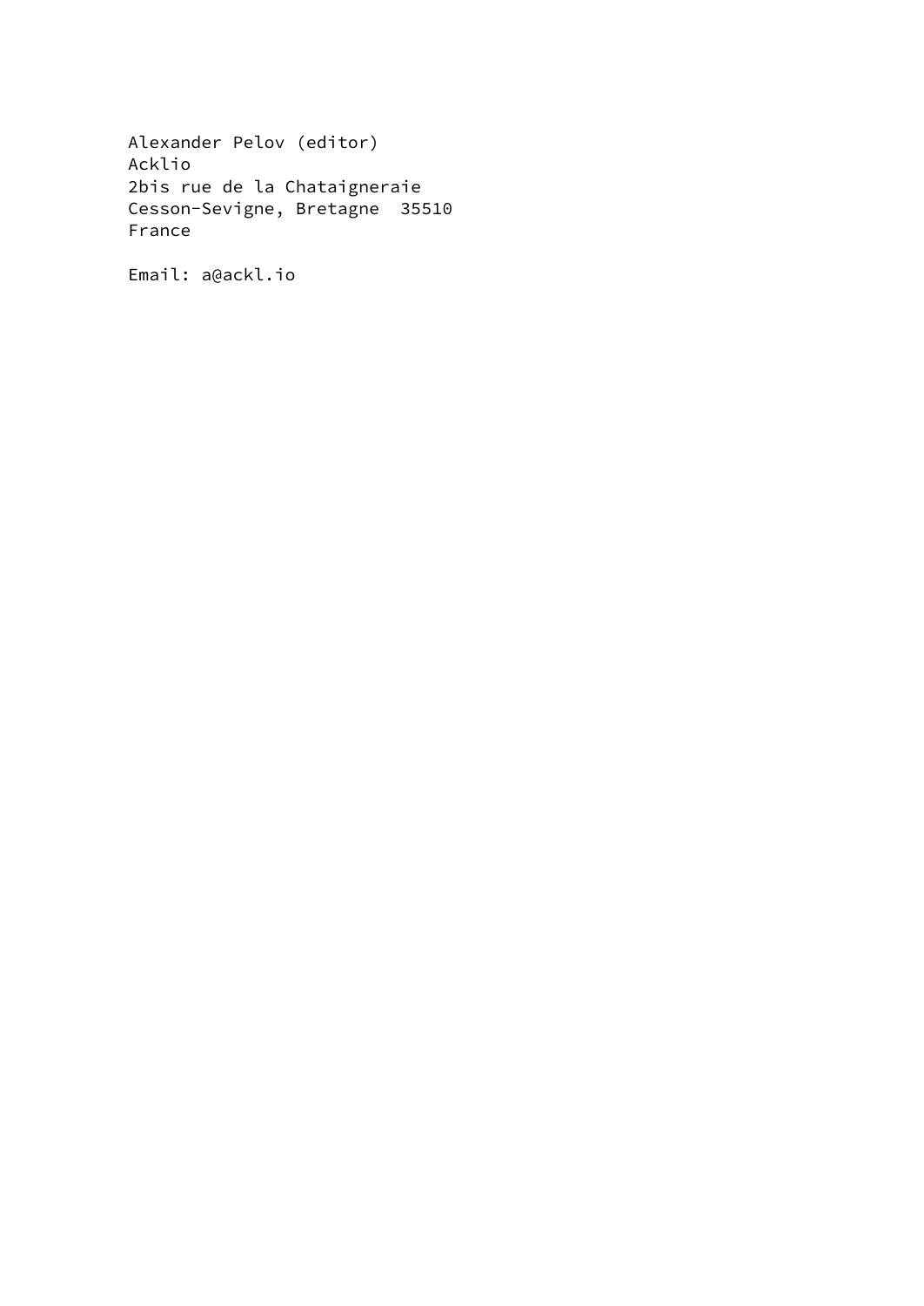Alexander Pelov (editor)
Acklio
2bis rue de la Chataigneraie
Cesson-Sevigne, Bretagne  35510
France

Email: a@ackl.io